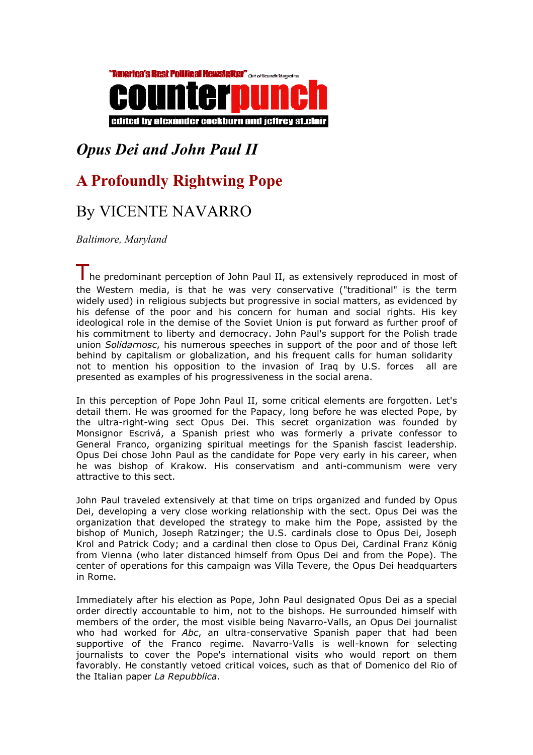"America's Best Political Newsletter" Out of Bounds Magazine

**counterpunch**

edited by alexander cockburn and jeffrey st.clair

# *Opus Dei and John Paul II*

## A Profoundly Rightwing Pope

## By VICENTE NAVARRO

*Baltimore, Maryland*

The predominant perception of John Paul II, as extensively reproduced in most of the Western media, is that he was very conservative ("traditional" is the term widely used) in religious subjects but progressive in social matters, as evidenced by his defense of the poor and his concern for human and social rights. His key ideological role in the demise of the Soviet Union is put forward as further proof of his commitment to liberty and democracy. John Paul's support for the Polish trade union *Solidarnosc*, his numerous speeches in support of the poor and of those left behind by capitalism or globalization, and his frequent calls for human solidarity not to mention his opposition to the invasion of Iraq by U.S. forces all are presented as examples of his progressiveness in the social arena.

In this perception of Pope John Paul II, some critical elements are forgotten. Let's detail them. He was groomed for the Papacy, long before he was elected Pope, by the ultra-right-wing sect Opus Dei. This secret organization was founded by Monsignor Escrivá, a Spanish priest who was formerly a private confessor to General Franco, organizing spiritual meetings for the Spanish fascist leadership. Opus Dei chose John Paul as the candidate for Pope very early in his career, when he was bishop of Krakow. His conservatism and anti-communism were very attractive to this sect.

John Paul traveled extensively at that time on trips organized and funded by Opus Dei, developing a very close working relationship with the sect. Opus Dei was the organization that developed the strategy to make him the Pope, assisted by the bishop of Munich, Joseph Ratzinger; the U.S. cardinals close to Opus Dei, Joseph Krol and Patrick Cody; and a cardinal then close to Opus Dei, Cardinal Franz König from Vienna (who later distanced himself from Opus Dei and from the Pope). The center of operations for this campaign was Villa Tevere, the Opus Dei headquarters in Rome.

Immediately after his election as Pope, John Paul designated Opus Dei as a special order directly accountable to him, not to the bishops. He surrounded himself with members of the order, the most visible being Navarro-Valls, an Opus Dei journalist who had worked for *Abc*, an ultra-conservative Spanish paper that had been supportive of the Franco regime. Navarro-Valls is well-known for selecting journalists to cover the Pope's international visits who would report on them favorably. He constantly vetoed critical voices, such as that of Domenico del Rio of the Italian paper *La Repubblica*.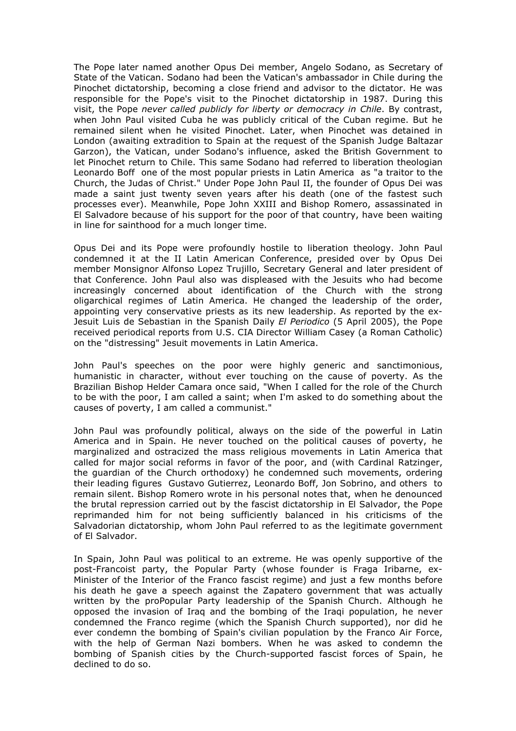The Pope later named another Opus Dei member, Angelo Sodano, as Secretary of State of the Vatican. Sodano had been the Vatican's ambassador in Chile during the Pinochet dictatorship, becoming a close friend and advisor to the dictator. He was responsible for the Pope's visit to the Pinochet dictatorship in 1987. During this visit, the Pope *never called publicly for liberty or democracy in Chile*. By contrast, when John Paul visited Cuba he was publicly critical of the Cuban regime. But he remained silent when he visited Pinochet. Later, when Pinochet was detained in London (awaiting extradition to Spain at the request of the Spanish Judge Baltazar Garzon), the Vatican, under Sodano's influence, asked the British Government to let Pinochet return to Chile. This same Sodano had referred to liberation theologian Leonardo Boff one of the most popular priests in Latin America as "a traitor to the Church, the Judas of Christ." Under Pope John Paul II, the founder of Opus Dei was made a saint just twenty seven years after his death (one of the fastest such processes ever). Meanwhile, Pope John XXIII and Bishop Romero, assassinated in El Salvadore because of his support for the poor of that country, have been waiting in line for sainthood for a much longer time.

Opus Dei and its Pope were profoundly hostile to liberation theology. John Paul condemned it at the II Latin American Conference, presided over by Opus Dei member Monsignor Alfonso Lopez Trujillo, Secretary General and later president of that Conference. John Paul also was displeased with the Jesuits who had become increasingly concerned about identification of the Church with the strong oligarchical regimes of Latin America. He changed the leadership of the order, appointing very conservative priests as its new leadership. As reported by the ex-Jesuit Luis de Sebastian in the Spanish Daily *El Periodico* (5 April 2005), the Pope received periodical reports from U.S. CIA Director William Casey (a Roman Catholic) on the "distressing" Jesuit movements in Latin America.

John Paul's speeches on the poor were highly generic and sanctimonious, humanistic in character, without ever touching on the cause of poverty. As the Brazilian Bishop Helder Camara once said, "When I called for the role of the Church to be with the poor, I am called a saint; when I'm asked to do something about the causes of poverty, I am called a communist."

John Paul was profoundly political, always on the side of the powerful in Latin America and in Spain. He never touched on the political causes of poverty, he marginalized and ostracized the mass religious movements in Latin America that called for major social reforms in favor of the poor, and (with Cardinal Ratzinger, the guardian of the Church orthodoxy) he condemned such movements, ordering their leading figures Gustavo Gutierrez, Leonardo Boff, Jon Sobrino, and others to remain silent. Bishop Romero wrote in his personal notes that, when he denounced the brutal repression carried out by the fascist dictatorship in El Salvador, the Pope reprimanded him for not being sufficiently balanced in his criticisms of the Salvadorian dictatorship, whom John Paul referred to as the legitimate government of El Salvador.

In Spain, John Paul was political to an extreme. He was openly supportive of the post-Francoist party, the Popular Party (whose founder is Fraga Iribarne, ex-Minister of the Interior of the Franco fascist regime) and just a few months before his death he gave a speech against the Zapatero government that was actually written by the proPopular Party leadership of the Spanish Church. Although he opposed the invasion of Iraq and the bombing of the Iraqi population, he never condemned the Franco regime (which the Spanish Church supported), nor did he ever condemn the bombing of Spain's civilian population by the Franco Air Force, with the help of German Nazi bombers. When he was asked to condemn the bombing of Spanish cities by the Church-supported fascist forces of Spain, he declined to do so.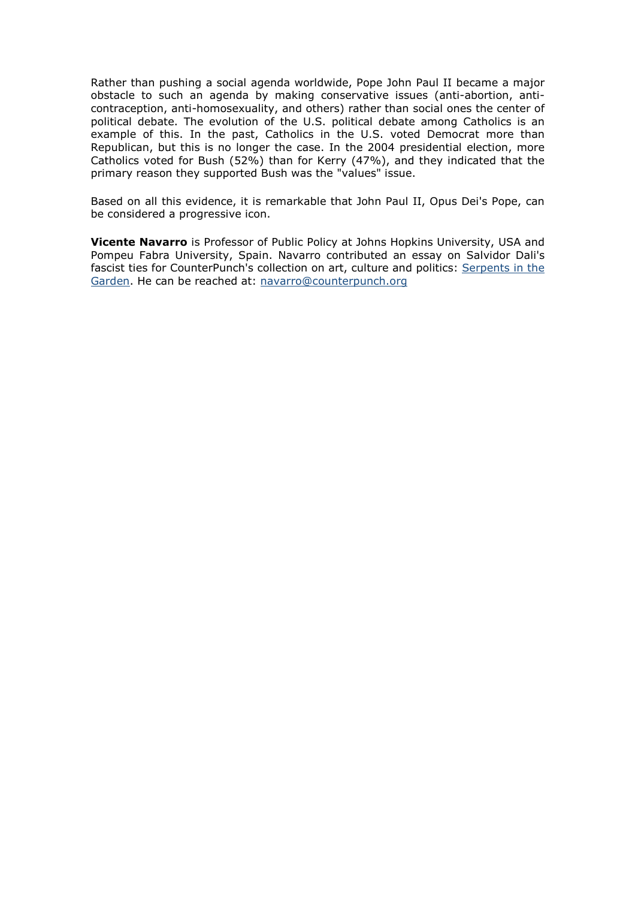Rather than pushing a social agenda worldwide, Pope John Paul II became a major obstacle to such an agenda by making conservative issues (anti-abortion, anti-contraception, anti-homosexuality, and others) rather than social ones the center of political debate. The evolution of the U.S. political debate among Catholics is an example of this. In the past, Catholics in the U.S. voted Democrat more than Republican, but this is no longer the case. In the 2004 presidential election, more Catholics voted for Bush (52%) than for Kerry (47%), and they indicated that the primary reason they supported Bush was the "values" issue.

Based on all this evidence, it is remarkable that John Paul II, Opus Dei's Pope, can be considered a progressive icon.

**Vicente Navarro** is Professor of Public Policy at Johns Hopkins University, USA and Pompeu Fabra University, Spain. Navarro contributed an essay on Salvidor Dali's fascist ties for CounterPunch's collection on art, culture and politics: [Serpents in the Garden](). He can be reached at: [navarro@counterpunch.org](mailto:navarro@counterpunch.org)